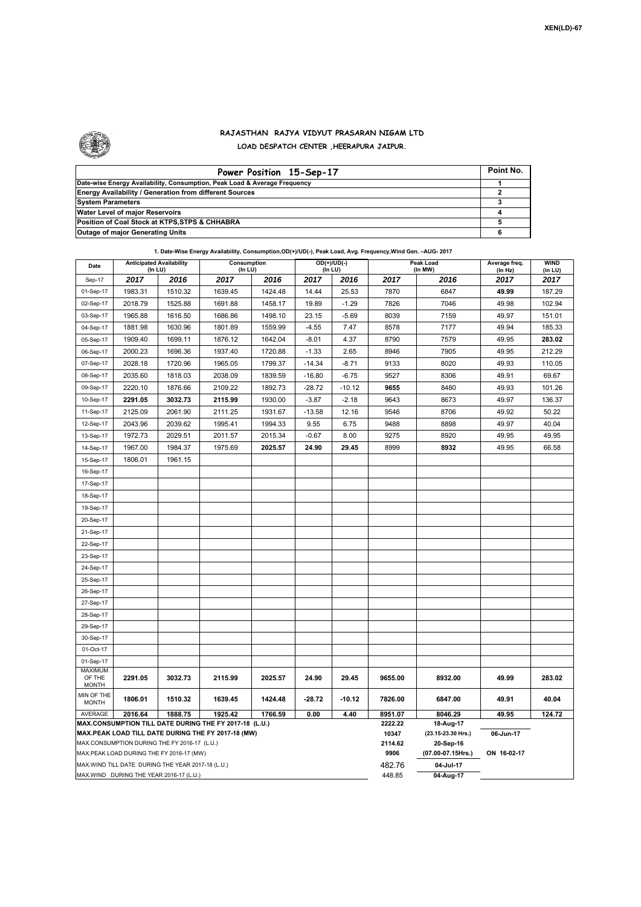XEN(LD)-67

# RAJASTHAN RAJYA VIDYUT PRASARAN NIGAM LTD

## LOAD DESPATCH CENTER ,HEERAPURA JAIPUR.

| Power Position 15-Sep-17 | Point No. |
|---|---|
| Date-wise Energy Availability, Consumption, Peak Load & Average Frequency | 1 |
| Energy Availability / Generation from different Sources | 2 |
| System Parameters | 3 |
| Water Level of major Reservoirs | 4 |
| Position of Coal Stock at KTPS,STPS & CHHABRA | 5 |
| Outage of major Generating Units | 6 |

**1. Date-Wise Energy Availability, Consumption,OD(+)/UD(-), Peak Load, Avg. Frequency,Wind Gen. –AUG- 2017**

| Date | Anticipated Availability (In LU) | | Consumption (In LU) | | OD(+)/UD(-) (In LU) | | Peak Load (In MW) | | Average freq. (In Hz) | WIND (in LU) |
|---|---|---|---|---|---|---|---|---|---|---|
| Sep-17 | 2017 | 2016 | 2017 | 2016 | 2017 | 2016 | 2017 | 2016 | 2017 | 2017 |
| 01-Sep-17 | 1983.31 | 1510.32 | 1639.45 | 1424.48 | 14.44 | 25.53 | 7870 | 6847 | **49.99** | 187.29 |
| 02-Sep-17 | 2018.79 | 1525.88 | 1691.88 | 1458.17 | 19.89 | -1.29 | 7826 | 7046 | 49.98 | 102.94 |
| 03-Sep-17 | 1965.88 | 1616.50 | 1686.86 | 1498.10 | 23.15 | -5.69 | 8039 | 7159 | 49.97 | 151.01 |
| 04-Sep-17 | 1881.98 | 1630.96 | 1801.89 | 1559.99 | -4.55 | 7.47 | 8578 | 7177 | 49.94 | 185.33 |
| 05-Sep-17 | 1909.40 | 1699.11 | 1876.12 | 1642.04 | -8.01 | 4.37 | 8790 | 7579 | 49.95 | **283.02** |
| 06-Sep-17 | 2000.23 | 1696.36 | 1937.40 | 1720.88 | -1.33 | 2.65 | 8946 | 7905 | 49.95 | 212.29 |
| 07-Sep-17 | 2028.18 | 1720.96 | 1965.05 | 1799.37 | -14.34 | -8.71 | 9133 | 8020 | 49.93 | 110.05 |
| 08-Sep-17 | 2035.60 | 1818.03 | 2038.09 | 1839.59 | -16.80 | -6.75 | 9527 | 8306 | 49.91 | 69.67 |
| 09-Sep-17 | 2220.10 | 1876.66 | 2109.22 | 1892.73 | -28.72 | -10.12 | **9655** | 8480 | 49.93 | 101.26 |
| 10-Sep-17 | **2291.05** | **3032.73** | **2115.99** | 1930.00 | -3.87 | -2.18 | 9643 | 8673 | 49.97 | 136.37 |
| 11-Sep-17 | 2125.09 | 2061.90 | 2111.25 | 1931.67 | -13.58 | 12.16 | 9546 | 8706 | 49.92 | 50.22 |
| 12-Sep-17 | 2043.96 | 2039.62 | 1995.41 | 1994.33 | 9.55 | 6.75 | 9488 | 8898 | 49.97 | 40.04 |
| 13-Sep-17 | 1972.73 | 2029.51 | 2011.57 | 2015.34 | -0.67 | 8.00 | 9275 | 8920 | 49.95 | 49.95 |
| 14-Sep-17 | 1967.00 | 1984.37 | 1975.69 | **2025.57** | **24.90** | **29.45** | 8999 | **8932** | 49.95 | 66.58 |
| 15-Sep-17 | 1806.01 | 1961.15 | | | | | | | | |
| 16-Sep-17 | | | | | | | | | | |
| 17-Sep-17 | | | | | | | | | | |
| 18-Sep-17 | | | | | | | | | | |
| 19-Sep-17 | | | | | | | | | | |
| 20-Sep-17 | | | | | | | | | | |
| 21-Sep-17 | | | | | | | | | | |
| 22-Sep-17 | | | | | | | | | | |
| 23-Sep-17 | | | | | | | | | | |
| 24-Sep-17 | | | | | | | | | | |
| 25-Sep-17 | | | | | | | | | | |
| 26-Sep-17 | | | | | | | | | | |
| 27-Sep-17 | | | | | | | | | | |
| 28-Sep-17 | | | | | | | | | | |
| 29-Sep-17 | | | | | | | | | | |
| 30-Sep-17 | | | | | | | | | | |
| 01-Oct-17 | | | | | | | | | | |
| 01-Sep-17 | | | | | | | | | | |
| MAXIMUM OF THE MONTH | 2291.05 | 3032.73 | 2115.99 | 2025.57 | 24.90 | 29.45 | 9655.00 | 8932.00 | 49.99 | 283.02 |
| MIN OF THE MONTH | 1806.01 | 1510.32 | 1639.45 | 1424.48 | -28.72 | -10.12 | 7826.00 | 6847.00 | 49.91 | 40.04 |
| AVERAGE | 2016.64 | 1888.75 | 1925.42 | 1766.59 | 0.00 | 4.40 | 8951.07 | 8046.29 | 49.95 | 124.72 |
| MAX.CONSUMPTION TILL DATE DURING THE FY 2017-18 (L.U.) | | | | | | | 2222.22 | 18-Aug-17 | | |
| MAX.PEAK LOAD TILL DATE DURING THE FY 2017-18 (MW) | | | | | | | 10347 | (23.15-23.30 Hrs.) | 06-Jun-17 | |
| MAX.CONSUMPTION DURING THE FY 2016-17 (L.U.) | | | | | | | 2114.62 | 20-Sep-16 | | |
| MAX.PEAK LOAD DURING THE FY 2016-17 (MW) | | | | | | | 9906 | (07.00-07.15Hrs.) | ON 16-02-17 | |
| MAX.WIND TILL DATE DURING THE YEAR 2017-18 (L.U.) | | | | | | | 482.76 | 04-Jul-17 | | |
| MAX.WIND DURING THE YEAR 2016-17 (L.U.) | | | | | | | 448.85 | 04-Aug-17 | | |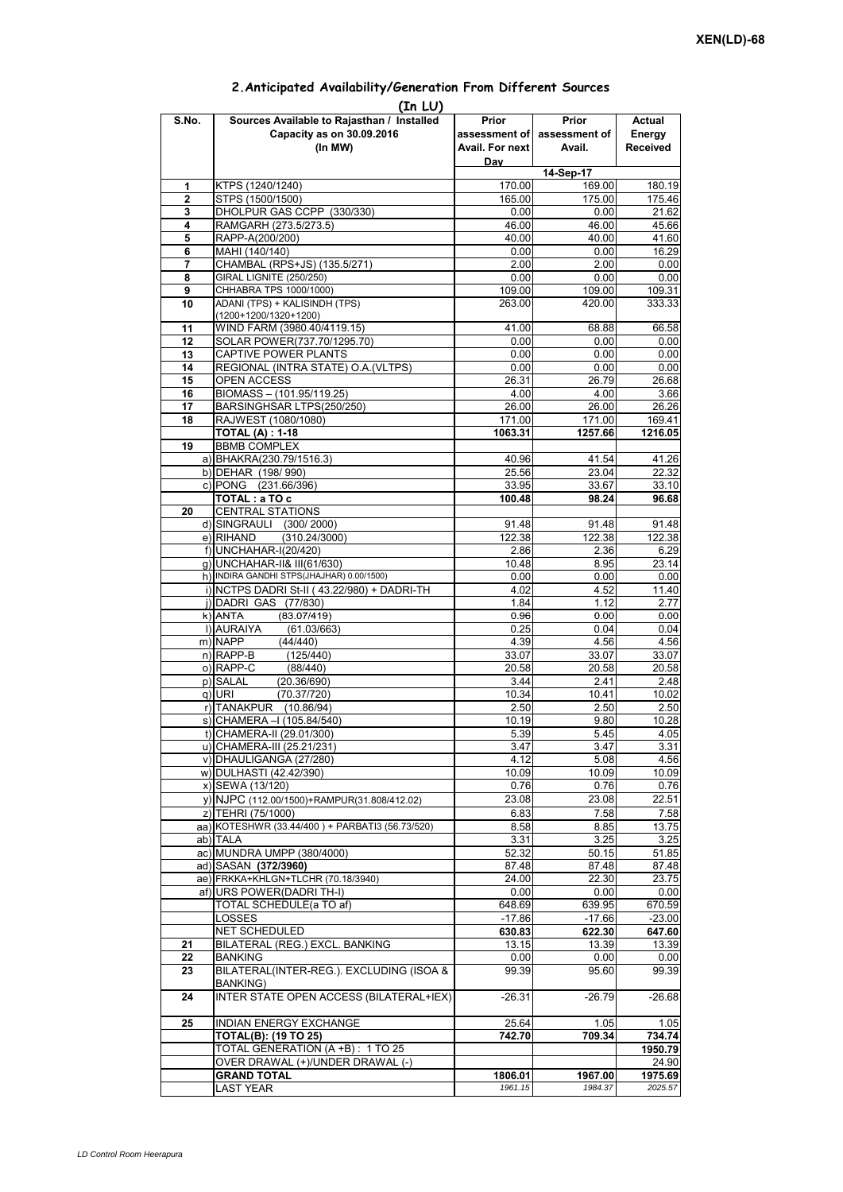## 2.Anticipated Availability/Generation From Different Sources

**(In LU)**

| S.No. | Sources Available to Rajasthan / Installed Capacity as on 30.09.2016 (In MW) | Prior assessment of Avail. For next Day | Prior assessment of Avail. | Actual Energy Received |
|---|---|---|---|---|
| | | | 14-Sep-17 | |
| 1 | KTPS (1240/1240) | 170.00 | 169.00 | 180.19 |
| 2 | STPS (1500/1500) | 165.00 | 175.00 | 175.46 |
| 3 | DHOLPUR GAS CCPP (330/330) | 0.00 | 0.00 | 21.62 |
| 4 | RAMGARH (273.5/273.5) | 46.00 | 46.00 | 45.66 |
| 5 | RAPP-A(200/200) | 40.00 | 40.00 | 41.60 |
| 6 | MAHI (140/140) | 0.00 | 0.00 | 16.29 |
| 7 | CHAMBAL (RPS+JS) (135.5/271) | 2.00 | 2.00 | 0.00 |
| 8 | GIRAL LIGNITE (250/250) | 0.00 | 0.00 | 0.00 |
| 9 | CHHABRA TPS 1000/1000) | 109.00 | 109.00 | 109.31 |
| 10 | ADANI (TPS) + KALISINDH (TPS) (1200+1200/1320+1200) | 263.00 | 420.00 | 333.33 |
| 11 | WIND FARM (3980.40/4119.15) | 41.00 | 68.88 | 66.58 |
| 12 | SOLAR POWER(737.70/1295.70) | 0.00 | 0.00 | 0.00 |
| 13 | CAPTIVE POWER PLANTS | 0.00 | 0.00 | 0.00 |
| 14 | REGIONAL (INTRA STATE) O.A.(VLTPS) | 0.00 | 0.00 | 0.00 |
| 15 | OPEN ACCESS | 26.31 | 26.79 | 26.68 |
| 16 | BIOMASS – (101.95/119.25) | 4.00 | 4.00 | 3.66 |
| 17 | BARSINGHSAR LTPS(250/250) | 26.00 | 26.00 | 26.26 |
| 18 | RAJWEST (1080/1080) | 171.00 | 171.00 | 169.41 |
| | **TOTAL (A) : 1-18** | **1063.31** | **1257.66** | **1216.05** |
| 19 | BBMB COMPLEX | | | |
| | a) BHAKRA(230.79/1516.3) | 40.96 | 41.54 | 41.26 |
| | b) DEHAR (198/ 990) | 25.56 | 23.04 | 22.32 |
| | c) PONG (231.66/396) | 33.95 | 33.67 | 33.10 |
| | **TOTAL : a TO c** | **100.48** | **98.24** | **96.68** |
| 20 | CENTRAL STATIONS | | | |
| | d) SINGRAULI (300/ 2000) | 91.48 | 91.48 | 91.48 |
| | e) RIHAND (310.24/3000) | 122.38 | 122.38 | 122.38 |
| | f) UNCHAHAR-I(20/420) | 2.86 | 2.36 | 6.29 |
| | g) UNCHAHAR-II& III(61/630) | 10.48 | 8.95 | 23.14 |
| | h) INDIRA GANDHI STPS(JHAJHAR) 0.00/1500) | 0.00 | 0.00 | 0.00 |
| | i) NCTPS DADRI St-II ( 43.22/980) + DADRI-TH | 4.02 | 4.52 | 11.40 |
| | j) DADRI GAS (77/830) | 1.84 | 1.12 | 2.77 |
| | k) ANTA (83.07/419) | 0.96 | 0.00 | 0.00 |
| | l) AURAIYA (61.03/663) | 0.25 | 0.04 | 0.04 |
| | m) NAPP (44/440) | 4.39 | 4.56 | 4.56 |
| | n) RAPP-B (125/440) | 33.07 | 33.07 | 33.07 |
| | o) RAPP-C (88/440) | 20.58 | 20.58 | 20.58 |
| | p) SALAL (20.36/690) | 3.44 | 2.41 | 2.48 |
| | q) URI (70.37/720) | 10.34 | 10.41 | 10.02 |
| | r) TANAKPUR (10.86/94) | 2.50 | 2.50 | 2.50 |
| | s) CHAMERA –I (105.84/540) | 10.19 | 9.80 | 10.28 |
| | t) CHAMERA-II (29.01/300) | 5.39 | 5.45 | 4.05 |
| | u) CHAMERA-III (25.21/231) | 3.47 | 3.47 | 3.31 |
| | v) DHAULIGANGA (27/280) | 4.12 | 5.08 | 4.56 |
| | w) DULHASTI (42.42/390) | 10.09 | 10.09 | 10.09 |
| | x) SEWA (13/120) | 0.76 | 0.76 | 0.76 |
| | y) NJPC (112.00/1500)+RAMPUR(31.808/412.02) | 23.08 | 23.08 | 22.51 |
| | z) TEHRI (75/1000) | 6.83 | 7.58 | 7.58 |
| | aa) KOTESHWR (33.44/400 ) + PARBATI3 (56.73/520) | 8.58 | 8.85 | 13.75 |
| | ab) TALA | 3.31 | 3.25 | 3.25 |
| | ac) MUNDRA UMPP (380/4000) | 52.32 | 50.15 | 51.85 |
| | ad) SASAN **(372/3960)** | 87.48 | 87.48 | 87.48 |
| | ae) FRKKA+KHLGN+TLCHR (70.18/3940) | 24.00 | 22.30 | 23.75 |
| | af) URS POWER(DADRI TH-I) | 0.00 | 0.00 | 0.00 |
| | TOTAL SCHEDULE(a TO af) | 648.69 | 639.95 | 670.59 |
| | LOSSES | -17.86 | -17.66 | -23.00 |
| | NET SCHEDULED | 630.83 | 622.30 | 647.60 |
| 21 | BILATERAL (REG.) EXCL. BANKING | 13.15 | 13.39 | 13.39 |
| 22 | BANKING | 0.00 | 0.00 | 0.00 |
| 23 | BILATERAL(INTER-REG.). EXCLUDING (ISOA & BANKING) | 99.39 | 95.60 | 99.39 |
| 24 | INTER STATE OPEN ACCESS (BILATERAL+IEX) | -26.31 | -26.79 | -26.68 |
| 25 | INDIAN ENERGY EXCHANGE | 25.64 | 1.05 | 1.05 |
| | **TOTAL(B): (19 TO 25)** | **742.70** | **709.34** | **734.74** |
| | TOTAL GENERATION (A +B) : 1 TO 25 | | | **1950.79** |
| | OVER DRAWAL (+)/UNDER DRAWAL (-) | | | 24.90 |
| | **GRAND TOTAL** | **1806.01** | **1967.00** | **1975.69** |
| | LAST YEAR | *1961.15* | *1984.37* | *2025.57* |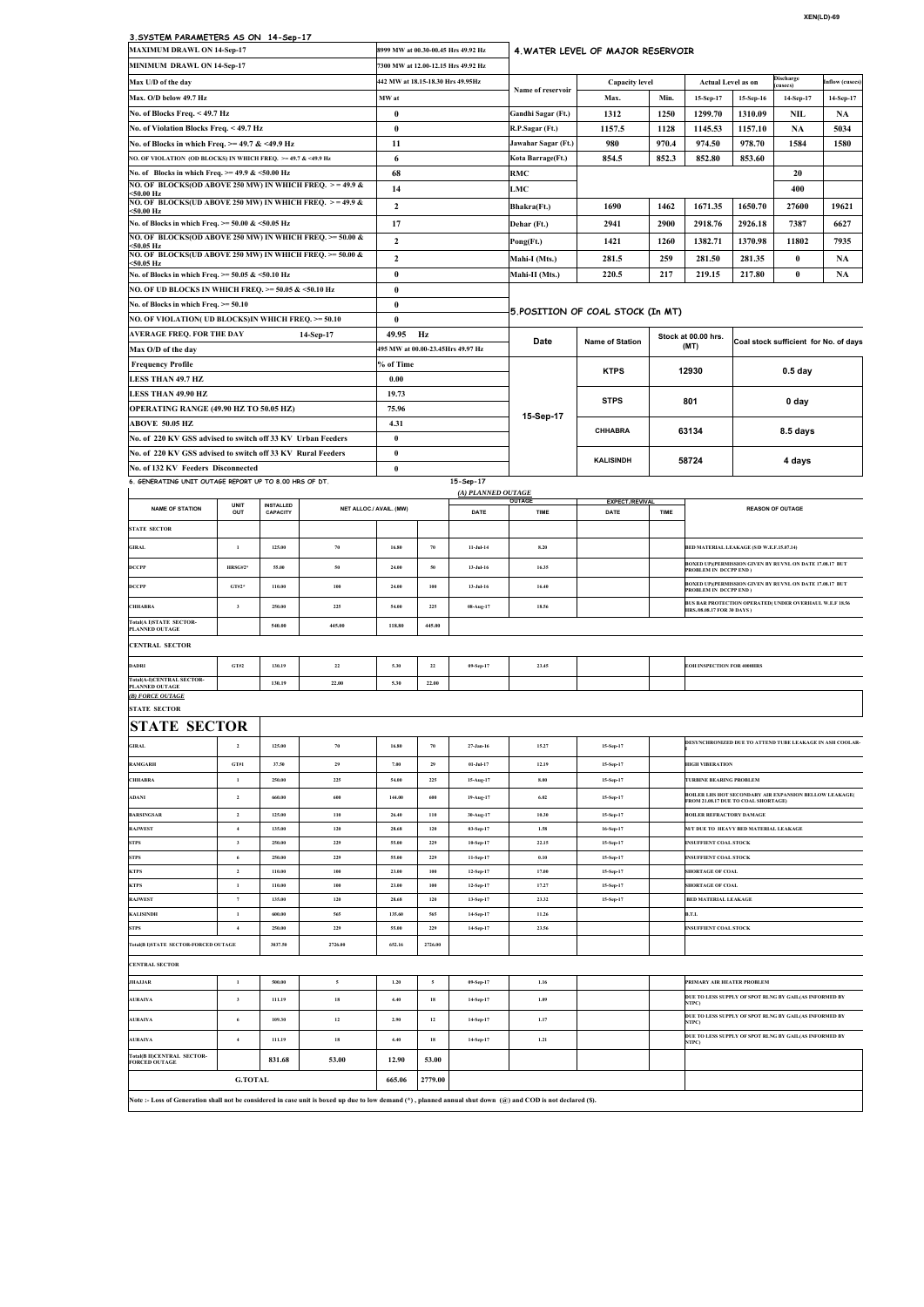## 3.SYSTEM PARAMETERS AS ON 14-Sep-17

| | |
|---|---|
| MAXIMUM DRAWL ON 14-Sep-17 | 8999 MW at 00.30-00.45 Hrs 49.92 Hz |
| MINIMUM DRAWL ON 14-Sep-17 | 7300 MW at 12.00-12.15 Hrs 49.92 Hz |
| Max U/D of the day | 442 MW at 18.15-18.30 Hrs 49.95Hz |
| Max. O/D below 49.7 Hz | MW at |
| No. of Blocks Freq. < 49.7 Hz | 0 |
| No. of Violation Blocks Freq. < 49.7 Hz | 0 |
| No. of Blocks in which Freq. >= 49.7 & <49.9 Hz | 11 |
| NO. OF VIOLATION (OD BLOCKS) IN WHICH FREQ. >= 49.7 & <49.9 Hz | 6 |
| No. of Blocks in which Freq. >= 49.9 & <50.00 Hz | 68 |
| NO. OF BLOCKS(OD ABOVE 250 MW) IN WHICH FREQ. >= 49.9 & <50.00 Hz | 14 |
| NO. OF BLOCKS(UD ABOVE 250 MW) IN WHICH FREQ. >= 49.9 & <50.00 Hz | 2 |
| No. of Blocks in which Freq. >= 50.00 & <50.05 Hz | 17 |
| NO. OF BLOCKS(OD ABOVE 250 MW) IN WHICH FREQ. >= 50.00 & <50.05 Hz | 2 |
| NO. OF BLOCKS(UD ABOVE 250 MW) IN WHICH FREQ. >= 50.00 & <50.05 Hz | 2 |
| No. of Blocks in which Freq. >= 50.05 & <50.10 Hz | 0 |
| NO. OF UD BLOCKS IN WHICH FREQ. >= 50.05 & <50.10 Hz | 0 |
| No. of Blocks in which Freq. >= 50.10 | 0 |
| NO. OF VIOLATION( UD BLOCKS)IN WHICH FREQ. >= 50.10 | 0 |
| AVERAGE FREQ. FOR THE DAY 14-Sep-17 | 49.95 Hz |
| Max O/D of the day | 495 MW at 00.00-23.45Hrs 49.97 Hz |
| Frequency Profile | % of Time |
| LESS THAN 49.7 HZ | 0.00 |
| LESS THAN 49.90 HZ | 19.73 |
| OPERATING RANGE (49.90 HZ TO 50.05 HZ) | 75.96 |
| ABOVE 50.05 HZ | 4.31 |
| No. of 220 KV GSS advised to switch off 33 KV Urban Feeders | 0 |
| No. of 220 KV GSS advised to switch off 33 KV Rural Feeders | 0 |
| No. of 132 KV Feeders Disconnected | 0 |

## 4.WATER LEVEL OF MAJOR RESERVOIR

| Name of reservoir | Capacity level Max. | Capacity level Min. | Actual Level as on 15-Sep-17 | Actual Level as on 15-Sep-16 | Discharge (cusecs) 14-Sep-17 | Inflow (cusecs) 14-Sep-17 |
|---|---|---|---|---|---|---|
| Gandhi Sagar (Ft.) | 1312 | 1250 | 1299.70 | 1310.09 | NIL | NA |
| R.P.Sagar (Ft.) | 1157.5 | 1128 | 1145.53 | 1157.10 | NA | 5034 |
| Jawahar Sagar (Ft.) | 980 | 970.4 | 974.50 | 978.70 | 1584 | 1580 |
| Kota Barrage(Ft.) | 854.5 | 852.3 | 852.80 | 853.60 | | |
| RMC | | | | | 20 | |
| LMC | | | | | 400 | |
| Bhakra(Ft.) | 1690 | 1462 | 1671.35 | 1650.70 | 27600 | 19621 |
| Dehar (Ft.) | 2941 | 2900 | 2918.76 | 2926.18 | 7387 | 6627 |
| Pong(Ft.) | 1421 | 1260 | 1382.71 | 1370.98 | 11802 | 7935 |
| Mahi-I (Mts.) | 281.5 | 259 | 281.50 | 281.35 | 0 | NA |
| Mahi-II (Mts.) | 220.5 | 217 | 219.15 | 217.80 | 0 | NA |

## 5.POSITION OF COAL STOCK (In MT)

| Date | Name of Station | Stock at 00.00 hrs. (MT) | Coal stock sufficient for No. of days |
|---|---|---|---|
| 15-Sep-17 | KTPS | 12930 | 0.5 day |
| | STPS | 801 | 0 day |
| | CHHABRA | 63134 | 8.5 days |
| | KALISINDH | 58724 | 4 days |

## 6. GENERATING UNIT OUTAGE REPORT UP TO 8.00 HRS OF DT. 15-Sep-17

### (A) PLANNED OUTAGE

| NAME OF STATION | UNIT OUT | INSTALLED CAPACITY | NET ALLOC./ AVAIL. (MW) | | | OUTAGE DATE | OUTAGE TIME | EXPECT./REVIVAL DATE | EXPECT./REVIVAL TIME | REASON OF OUTAGE |
|---|---|---|---|---|---|---|---|---|---|---|
| STATE SECTOR | | | | | | | | | | |
| GIRAL | 1 | 125.00 | 70 | 16.80 | 70 | 11-Jul-14 | 8.20 | | | BED MATERIAL LEAKAGE (S/D W.E.F.15.07.14) |
| DCCPP | HRSG#2* | 55.00 | 50 | 24.00 | 50 | 13-Jul-16 | 16.35 | | | BOXED UP(PERMISSION GIVEN BY RUVNL ON DATE 17.08.17 BUT PROBLEM IN DCCPP END ) |
| DCCPP | GT#2* | 110.00 | 100 | 24.00 | 100 | 13-Jul-16 | 16.40 | | | BOXED UP(PERMISSION GIVEN BY RUVNL ON DATE 17.08.17 BUT PROBLEM IN DCCPP END ) |
| CHHABRA | 3 | 250.00 | 225 | 54.00 | 225 | 08-Aug-17 | 18.56 | | | BUS BAR PROTECTION OPERATED( UNDER OVERHAUL W.E.F 18.56 HRS./08.08.17 FOR 30 DAYS ) |
| Total(A I)STATE SECTOR-PLANNED OUTAGE | | 540.00 | 445.00 | 118.80 | 445.00 | | | | | |
| CENTRAL SECTOR | | | | | | | | | | |
| DADRI | GT#2 | 130.19 | 22 | 5.30 | 22 | 09-Sep-17 | 23.45 | | | EOH INSPECTION FOR 4000HRS |
| Total(A-I)CENTRAL SECTOR-PLANNED OUTAGE | | 130.19 | 22.00 | 5.30 | 22.00 | | | | | |

### (B) FORCE OUTAGE

| NAME OF STATION | UNIT OUT | INSTALLED CAPACITY | NET ALLOC./ AVAIL. (MW) | | | OUTAGE DATE | OUTAGE TIME | EXPECT./REVIVAL DATE | EXPECT./REVIVAL TIME | REASON OF OUTAGE |
|---|---|---|---|---|---|---|---|---|---|---|
| STATE SECTOR | | | | | | | | | | |
| GIRAL | 2 | 125.00 | 70 | 16.80 | 70 | 27-Jan-16 | 15.27 | 15-Sep-17 | | DESYNCHRONIZED DUE TO ATTEND TUBE LEAKAGE IN ASH COOLAR-1 |
| RAMGARH | GT#1 | 37.50 | 29 | 7.00 | 29 | 01-Jul-17 | 12.19 | 15-Sep-17 | | HIGH VIBRATION |
| CHHABRA | 1 | 250.00 | 225 | 54.00 | 225 | 15-Aug-17 | 8.00 | 15-Sep-17 | | TURBINE BEARING PROBLEM |
| ADANI | 2 | 660.00 | 600 | 144.00 | 600 | 19-Aug-17 | 6.02 | 15-Sep-17 | | BOILER LHS HOT SECONDARY AIR EXPANSION BELLOW LEAKAGE( FROM 21.08.17 DUE TO COAL SHORTAGE) |
| BARSINGSAR | 2 | 125.00 | 110 | 26.40 | 110 | 30-Aug-17 | 10.30 | 15-Sep-17 | | BOILER REFRACTORY DAMAGE |
| RAJWEST | 4 | 135.00 | 120 | 28.68 | 120 | 03-Sep-17 | 1.58 | 16-Sep-17 | | U/T DUE TO HEAVY BED MATERIAL LEAKAGE |
| STPS | 3 | 250.00 | 229 | 55.00 | 229 | 10-Sep-17 | 22.15 | 15-Sep-17 | | INSUFFIENT COAL STOCK |
| STPS | 6 | 250.00 | 229 | 55.00 | 229 | 11-Sep-17 | 0.10 | 15-Sep-17 | | INSUFFIENT COAL STOCK |
| KTPS | 2 | 110.00 | 100 | 23.00 | 100 | 12-Sep-17 | 17.00 | 15-Sep-17 | | SHORTAGE OF COAL |
| KTPS | 1 | 110.00 | 100 | 23.00 | 100 | 12-Sep-17 | 17.27 | 15-Sep-17 | | SHORTAGE OF COAL |
| RAJWEST | 7 | 135.00 | 120 | 28.68 | 120 | 13-Sep-17 | 23.32 | 15-Sep-17 | | BED MATERIAL LEAKAGE |
| KALISINDH | 1 | 600.00 | 565 | 135.60 | 565 | 14-Sep-17 | 11.26 | | | B.T.L |
| STPS | 4 | 250.00 | 229 | 55.00 | 229 | 14-Sep-17 | 23.56 | | | INSUFFIENT COAL STOCK |
| Total(B I)STATE SECTOR-FORCED OUTAGE | | 3037.50 | 2726.00 | 652.16 | 2726.00 | | | | | |
| CENTRAL SECTOR | | | | | | | | | | |
| JHAJJAR | 1 | 500.00 | 5 | 1.20 | 5 | 09-Sep-17 | 1.16 | | | PRIMARY AIR HEATER PROBLEM |
| AURAIYA | 3 | 111.19 | 18 | 4.40 | 18 | 14-Sep-17 | 1.09 | | | DUE TO LESS SUPPLY OF SPOT RLNG BY GAIL(AS INFORMED BY NTPC) |
| AURAIYA | 6 | 109.30 | 12 | 2.90 | 12 | 14-Sep-17 | 1.17 | | | DUE TO LESS SUPPLY OF SPOT RLNG BY GAIL(AS INFORMED BY NTPC) |
| AURAIYA | 4 | 111.19 | 18 | 4.40 | 18 | 14-Sep-17 | 1.21 | | | DUE TO LESS SUPPLY OF SPOT RLNG BY GAIL(AS INFORMED BY NTPC) |
| Total(B II)CENTRAL SECTOR-FORCED OUTAGE | | 831.68 | 53.00 | 12.90 | 53.00 | | | | | |
| G.TOTAL | | | | 665.06 | 2779.00 | | | | | |

Note :- Loss of Generation shall not be considered in case unit is boxed up due to low demand (*) , planned annual shut down (@) and COD is not declared ($).